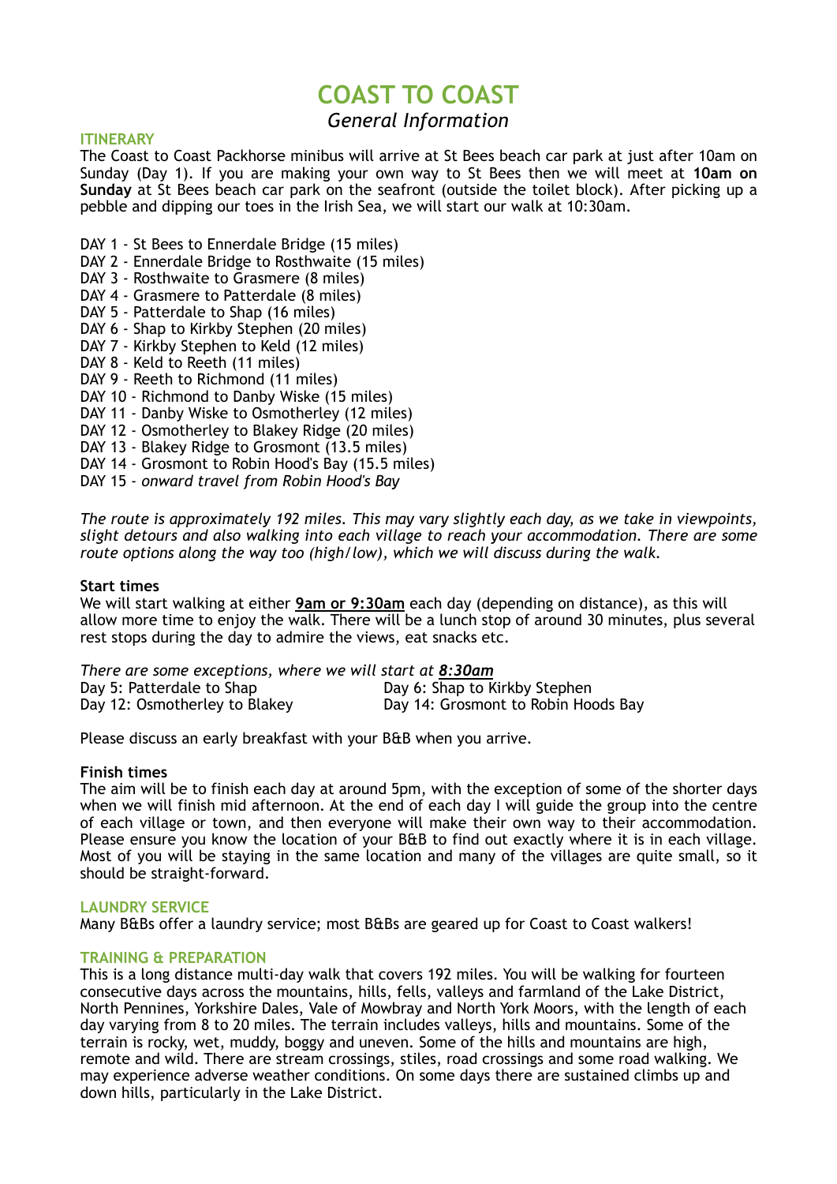# COAST TO COAST

*General Information*

## ITINERARY

The Coast to Coast Packhorse minibus will arrive at St Bees beach car park at just after 10am on Sunday (Day 1). If you are making your own way to St Bees then we will meet at **10am on Sunday** at St Bees beach car park on the seafront (outside the toilet block). After picking up a pebble and dipping our toes in the Irish Sea, we will start our walk at 10:30am.

DAY 1 - St Bees to Ennerdale Bridge (15 miles)
DAY 2 - Ennerdale Bridge to Rosthwaite (15 miles)
DAY 3 - Rosthwaite to Grasmere (8 miles)
DAY 4 - Grasmere to Patterdale (8 miles)
DAY 5 - Patterdale to Shap (16 miles)
DAY 6 - Shap to Kirkby Stephen (20 miles)
DAY 7 - Kirkby Stephen to Keld (12 miles)
DAY 8 - Keld to Reeth (11 miles)
DAY 9 - Reeth to Richmond (11 miles)
DAY 10 - Richmond to Danby Wiske (15 miles)
DAY 11 - Danby Wiske to Osmotherley (12 miles)
DAY 12 - Osmotherley to Blakey Ridge (20 miles)
DAY 13 - Blakey Ridge to Grosmont (13.5 miles)
DAY 14 - Grosmont to Robin Hood's Bay (15.5 miles)
DAY 15 - *onward travel from Robin Hood's Bay*

*The route is approximately 192 miles. This may vary slightly each day, as we take in viewpoints, slight detours and also walking into each village to reach your accommodation. There are some route options along the way too (high/low), which we will discuss during the walk.*

**Start times**

We will start walking at either **9am or 9:30am** each day (depending on distance), as this will allow more time to enjoy the walk. There will be a lunch stop of around 30 minutes, plus several rest stops during the day to admire the views, eat snacks etc.

*There are some exceptions, where we will start at **8:30am***

Day 5: Patterdale to Shap
Day 6: Shap to Kirkby Stephen
Day 12: Osmotherley to Blakey
Day 14: Grosmont to Robin Hoods Bay

Please discuss an early breakfast with your B&B when you arrive.

**Finish times**

The aim will be to finish each day at around 5pm, with the exception of some of the shorter days when we will finish mid afternoon. At the end of each day I will guide the group into the centre of each village or town, and then everyone will make their own way to their accommodation. Please ensure you know the location of your B&B to find out exactly where it is in each village. Most of you will be staying in the same location and many of the villages are quite small, so it should be straight-forward.

## LAUNDRY SERVICE

Many B&Bs offer a laundry service; most B&Bs are geared up for Coast to Coast walkers!

## TRAINING & PREPARATION

This is a long distance multi-day walk that covers 192 miles. You will be walking for fourteen consecutive days across the mountains, hills, fells, valleys and farmland of the Lake District, North Pennines, Yorkshire Dales, Vale of Mowbray and North York Moors, with the length of each day varying from 8 to 20 miles. The terrain includes valleys, hills and mountains. Some of the terrain is rocky, wet, muddy, boggy and uneven. Some of the hills and mountains are high, remote and wild. There are stream crossings, stiles, road crossings and some road walking. We may experience adverse weather conditions. On some days there are sustained climbs up and down hills, particularly in the Lake District.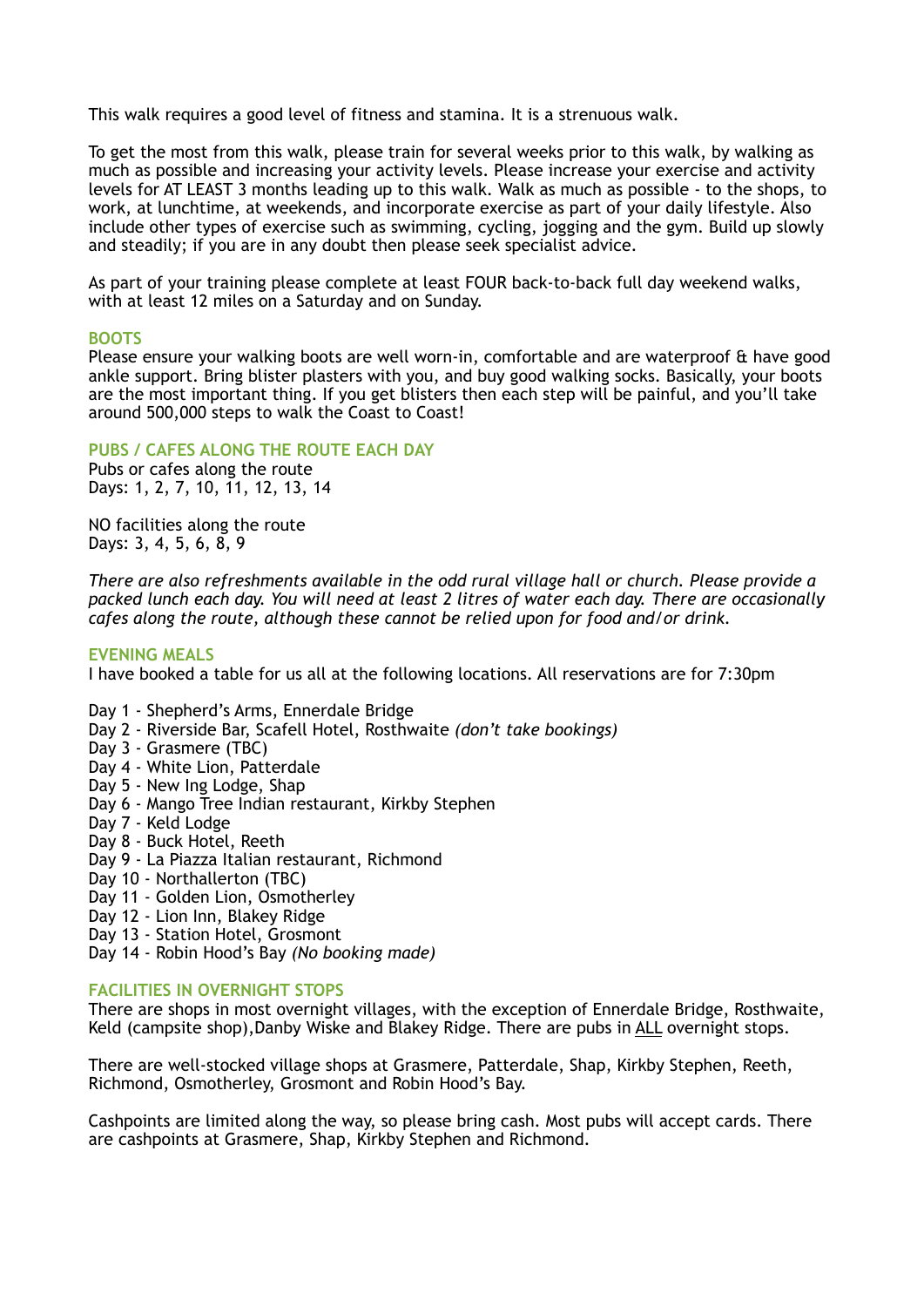This walk requires a good level of fitness and stamina. It is a strenuous walk.

To get the most from this walk, please train for several weeks prior to this walk, by walking as much as possible and increasing your activity levels. Please increase your exercise and activity levels for AT LEAST 3 months leading up to this walk. Walk as much as possible - to the shops, to work, at lunchtime, at weekends, and incorporate exercise as part of your daily lifestyle. Also include other types of exercise such as swimming, cycling, jogging and the gym. Build up slowly and steadily; if you are in any doubt then please seek specialist advice.

As part of your training please complete at least FOUR back-to-back full day weekend walks, with at least 12 miles on a Saturday and on Sunday.

### BOOTS

Please ensure your walking boots are well worn-in, comfortable and are waterproof & have good ankle support. Bring blister plasters with you, and buy good walking socks. Basically, your boots are the most important thing. If you get blisters then each step will be painful, and you'll take around 500,000 steps to walk the Coast to Coast!

### PUBS / CAFES ALONG THE ROUTE EACH DAY

Pubs or cafes along the route
Days: 1, 2, 7, 10, 11, 12, 13, 14

NO facilities along the route
Days: 3, 4, 5, 6, 8, 9

*There are also refreshments available in the odd rural village hall or church. Please provide a packed lunch each day. You will need at least 2 litres of water each day. There are occasionally cafes along the route, although these cannot be relied upon for food and/or drink.*

### EVENING MEALS

I have booked a table for us all at the following locations. All reservations are for 7:30pm

Day 1 - Shepherd's Arms, Ennerdale Bridge
Day 2 - Riverside Bar, Scafell Hotel, Rosthwaite *(don't take bookings)*
Day 3 - Grasmere (TBC)
Day 4 - White Lion, Patterdale
Day 5 - New Ing Lodge, Shap
Day 6 - Mango Tree Indian restaurant, Kirkby Stephen
Day 7 - Keld Lodge
Day 8 - Buck Hotel, Reeth
Day 9 - La Piazza Italian restaurant, Richmond
Day 10 - Northallerton (TBC)
Day 11 - Golden Lion, Osmotherley
Day 12 - Lion Inn, Blakey Ridge
Day 13 - Station Hotel, Grosmont
Day 14 - Robin Hood's Bay *(No booking made)*

### FACILITIES IN OVERNIGHT STOPS

There are shops in most overnight villages, with the exception of Ennerdale Bridge, Rosthwaite, Keld (campsite shop),Danby Wiske and Blakey Ridge. There are pubs in ALL overnight stops.

There are well-stocked village shops at Grasmere, Patterdale, Shap, Kirkby Stephen, Reeth, Richmond, Osmotherley, Grosmont and Robin Hood's Bay.

Cashpoints are limited along the way, so please bring cash. Most pubs will accept cards. There are cashpoints at Grasmere, Shap, Kirkby Stephen and Richmond.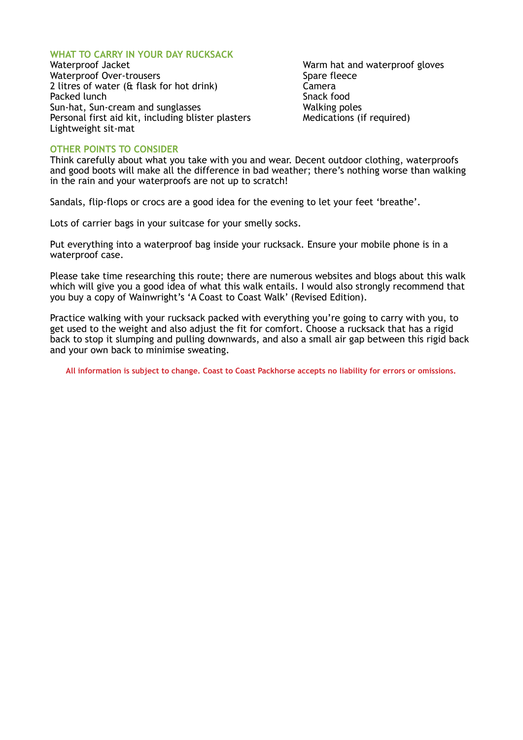## WHAT TO CARRY IN YOUR DAY RUCKSACK

- Waterproof Jacket
- Waterproof Over-trousers
- 2 litres of water (& flask for hot drink)
- Packed lunch
- Sun-hat, Sun-cream and sunglasses
- Personal first aid kit, including blister plasters
- Lightweight sit-mat
- Warm hat and waterproof gloves
- Spare fleece
- Camera
- Snack food
- Walking poles
- Medications (if required)

## OTHER POINTS TO CONSIDER

Think carefully about what you take with you and wear. Decent outdoor clothing, waterproofs and good boots will make all the difference in bad weather; there's nothing worse than walking in the rain and your waterproofs are not up to scratch!

Sandals, flip-flops or crocs are a good idea for the evening to let your feet 'breathe'.

Lots of carrier bags in your suitcase for your smelly socks.

Put everything into a waterproof bag inside your rucksack. Ensure your mobile phone is in a waterproof case.

Please take time researching this route; there are numerous websites and blogs about this walk which will give you a good idea of what this walk entails. I would also strongly recommend that you buy a copy of Wainwright's 'A Coast to Coast Walk' (Revised Edition).

Practice walking with your rucksack packed with everything you're going to carry with you, to get used to the weight and also adjust the fit for comfort. Choose a rucksack that has a rigid back to stop it slumping and pulling downwards, and also a small air gap between this rigid back and your own back to minimise sweating.

**All information is subject to change. Coast to Coast Packhorse accepts no liability for errors or omissions.**